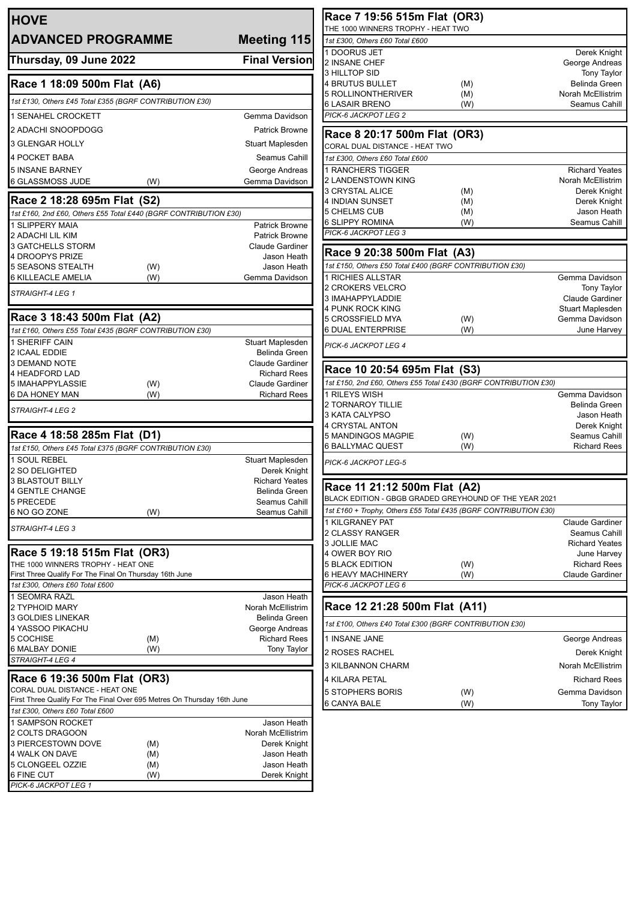# HOVE

## ADVANCED PROGRAMME — Meeting 115

**Thursday, 09 June 2022 — Final Version**

### Race 1 18:09 500m Flat (A6)

*1st £130, Others £45 Total £355 (BGRF CONTRIBUTION £30)*

| Trap | Greyhound | | Trainer |
|---|---|---|---|
| 1 | SENAHEL CROCKETT | | Gemma Davidson |
| 2 | ADACHI SNOOPDOGG | | Patrick Browne |
| 3 | GLENGAR HOLLY | | Stuart Maplesden |
| 4 | POCKET BABA | | Seamus Cahill |
| 5 | INSANE BARNEY | | George Andreas |
| 6 | GLASSMOSS JUDE | (W) | Gemma Davidson |

### Race 2 18:28 695m Flat (S2)

*1st £160, 2nd £60, Others £55 Total £440 (BGRF CONTRIBUTION £30)*

| Trap | Greyhound | | Trainer |
|---|---|---|---|
| 1 | SLIPPERY MAIA | | Patrick Browne |
| 2 | ADACHI LIL KIM | | Patrick Browne |
| 3 | GATCHELLS STORM | | Claude Gardiner |
| 4 | DROOPYS PRIZE | | Jason Heath |
| 5 | SEASONS STEALTH | (W) | Jason Heath |
| 6 | KILLEACLE AMELIA | (W) | Gemma Davidson |

*STRAIGHT-4 LEG 1*

### Race 3 18:43 500m Flat (A2)

*1st £160, Others £55 Total £435 (BGRF CONTRIBUTION £30)*

| Trap | Greyhound | | Trainer |
|---|---|---|---|
| 1 | SHERIFF CAIN | | Stuart Maplesden |
| 2 | ICAAL EDDIE | | Belinda Green |
| 3 | DEMAND NOTE | | Claude Gardiner |
| 4 | HEADFORD LAD | | Richard Rees |
| 5 | IMAHAPPYLASSIE | (W) | Claude Gardiner |
| 6 | DA HONEY MAN | (W) | Richard Rees |

*STRAIGHT-4 LEG 2*

### Race 4 18:58 285m Flat (D1)

*1st £150, Others £45 Total £375 (BGRF CONTRIBUTION £30)*

| Trap | Greyhound | | Trainer |
|---|---|---|---|
| 1 | SOUL REBEL | | Stuart Maplesden |
| 2 | SO DELIGHTED | | Derek Knight |
| 3 | BLASTOUT BILLY | | Richard Yeates |
| 4 | GENTLE CHANGE | | Belinda Green |
| 5 | PRECEDE | | Seamus Cahill |
| 6 | NO GO ZONE | (W) | Seamus Cahill |

*STRAIGHT-4 LEG 3*

### Race 5 19:18 515m Flat (OR3)

THE 1000 WINNERS TROPHY - HEAT ONE
First Three Qualify For The Final On Thursday 16th June

*1st £300, Others £60 Total £600*

| Trap | Greyhound | | Trainer |
|---|---|---|---|
| 1 | SEOMRA RAZL | | Jason Heath |
| 2 | TYPHOID MARY | | Norah McEllistrim |
| 3 | GOLDIES LINEKAR | | Belinda Green |
| 4 | YASSOO PIKACHU | | George Andreas |
| 5 | COCHISE | (M) | Richard Rees |
| 6 | MALBAY DONIE | (W) | Tony Taylor |

*STRAIGHT-4 LEG 4*

### Race 6 19:36 500m Flat (OR3)

CORAL DUAL DISTANCE - HEAT ONE
First Three Qualify For The Final Over 695 Metres On Thursday 16th June

*1st £300, Others £60 Total £600*

| Trap | Greyhound | | Trainer |
|---|---|---|---|
| 1 | SAMPSON ROCKET | | Jason Heath |
| 2 | COLTS DRAGOON | | Norah McEllistrim |
| 3 | PIERCESTOWN DOVE | (M) | Derek Knight |
| 4 | WALK ON DAVE | (M) | Jason Heath |
| 5 | CLONGEEL OZZIE | (M) | Jason Heath |
| 6 | FINE CUT | (W) | Derek Knight |

*PICK-6 JACKPOT LEG 1*

### Race 7 19:56 515m Flat (OR3)

THE 1000 WINNERS TROPHY - HEAT TWO

*1st £300, Others £60 Total £600*

| Trap | Greyhound | | Trainer |
|---|---|---|---|
| 1 | DOORUS JET | | Derek Knight |
| 2 | INSANE CHEF | | George Andreas |
| 3 | HILLTOP SID | | Tony Taylor |
| 4 | BRUTUS BULLET | (M) | Belinda Green |
| 5 | ROLLINONTHERIVER | (M) | Norah McEllistrim |
| 6 | LASAIR BRENO | (W) | Seamus Cahill |

*PICK-6 JACKPOT LEG 2*

### Race 8 20:17 500m Flat (OR3)

CORAL DUAL DISTANCE - HEAT TWO

*1st £300, Others £60 Total £600*

| Trap | Greyhound | | Trainer |
|---|---|---|---|
| 1 | RANCHERS TIGGER | | Richard Yeates |
| 2 | LANDENSTOWN KING | | Norah McEllistrim |
| 3 | CRYSTAL ALICE | (M) | Derek Knight |
| 4 | INDIAN SUNSET | (M) | Derek Knight |
| 5 | CHELMS CUB | (M) | Jason Heath |
| 6 | SLIPPY ROMINA | (W) | Seamus Cahill |

*PICK-6 JACKPOT LEG 3*

### Race 9 20:38 500m Flat (A3)

*1st £150, Others £50 Total £400 (BGRF CONTRIBUTION £30)*

| Trap | Greyhound | | Trainer |
|---|---|---|---|
| 1 | RICHIES ALLSTAR | | Gemma Davidson |
| 2 | CROKERS VELCRO | | Tony Taylor |
| 3 | IMAHAPPYLADDIE | | Claude Gardiner |
| 4 | PUNK ROCK KING | | Stuart Maplesden |
| 5 | CROSSFIELD MYA | (W) | Gemma Davidson |
| 6 | DUAL ENTERPRISE | (W) | June Harvey |

*PICK-6 JACKPOT LEG 4*

### Race 10 20:54 695m Flat (S3)

*1st £150, 2nd £60, Others £55 Total £430 (BGRF CONTRIBUTION £30)*

| Trap | Greyhound | | Trainer |
|---|---|---|---|
| 1 | RILEYS WISH | | Gemma Davidson |
| 2 | TORNAROY TILLIE | | Belinda Green |
| 3 | KATA CALYPSO | | Jason Heath |
| 4 | CRYSTAL ANTON | | Derek Knight |
| 5 | MANDINGOS MAGPIE | (W) | Seamus Cahill |
| 6 | BALLYMAC QUEST | (W) | Richard Rees |

*PICK-6 JACKPOT LEG-5*

### Race 11 21:12 500m Flat (A2)

BLACK EDITION - GBGB GRADED GREYHOUND OF THE YEAR 2021

*1st £160 + Trophy, Others £55 Total £435 (BGRF CONTRIBUTION £30)*

| Trap | Greyhound | | Trainer |
|---|---|---|---|
| 1 | KILGRANEY PAT | | Claude Gardiner |
| 2 | CLASSY RANGER | | Seamus Cahill |
| 3 | JOLLIE MAC | | Richard Yeates |
| 4 | OWER BOY RIO | | June Harvey |
| 5 | BLACK EDITION | (W) | Richard Rees |
| 6 | HEAVY MACHINERY | (W) | Claude Gardiner |

*PICK-6 JACKPOT LEG 6*

### Race 12 21:28 500m Flat (A11)

*1st £100, Others £40 Total £300 (BGRF CONTRIBUTION £30)*

| Trap | Greyhound | | Trainer |
|---|---|---|---|
| 1 | INSANE JANE | | George Andreas |
| 2 | ROSES RACHEL | | Derek Knight |
| 3 | KILBANNON CHARM | | Norah McEllistrim |
| 4 | KILARA PETAL | | Richard Rees |
| 5 | STOPHERS BORIS | (W) | Gemma Davidson |
| 6 | CANYA BALE | (W) | Tony Taylor |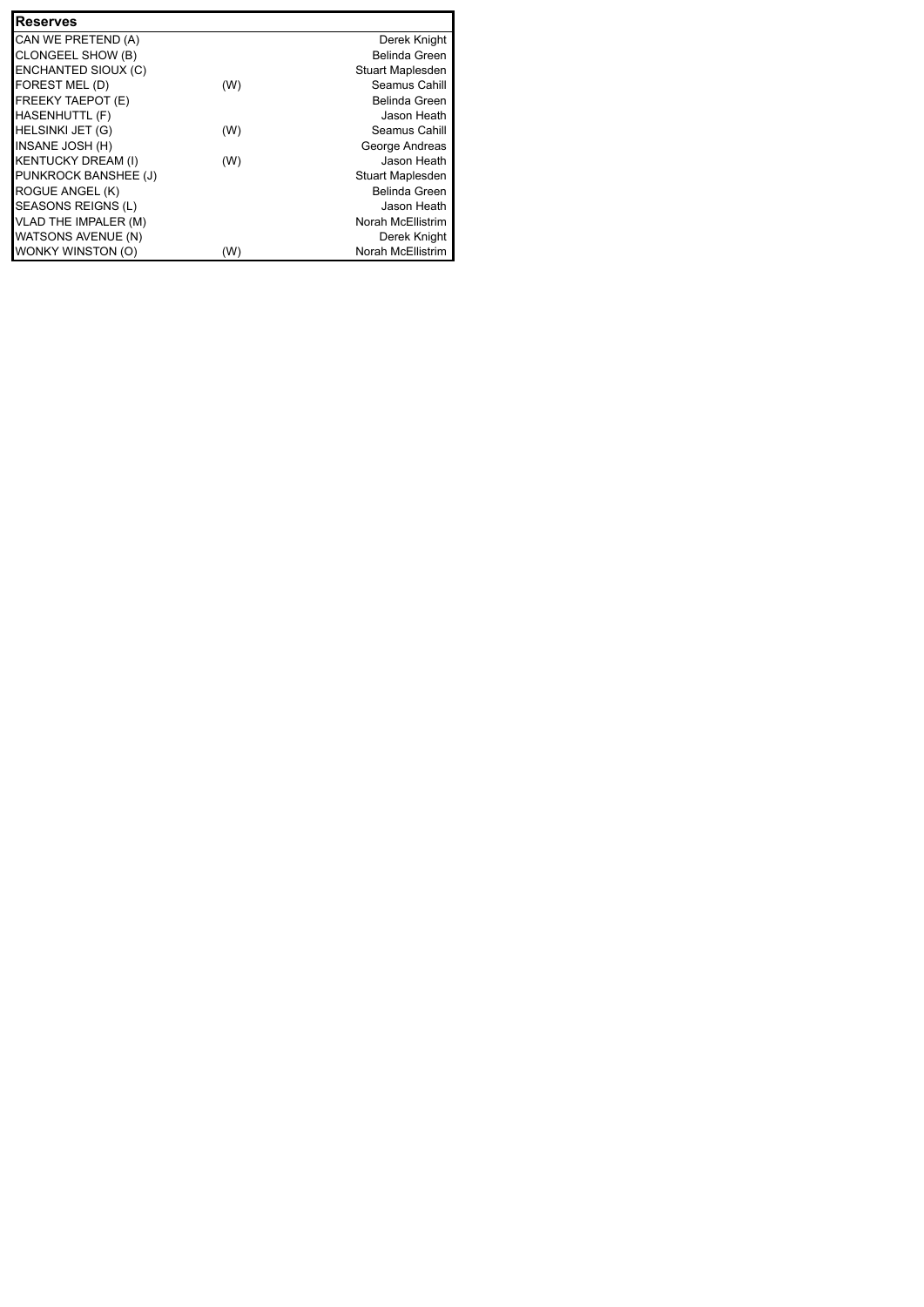| Reserves | | |
| --- | --- | --- |
| CAN WE PRETEND (A) | | Derek Knight |
| CLONGEEL SHOW (B) | | Belinda Green |
| ENCHANTED SIOUX (C) | | Stuart Maplesden |
| FOREST MEL (D) | (W) | Seamus Cahill |
| FREEKY TAEPOT (E) | | Belinda Green |
| HASENHUTTL (F) | | Jason Heath |
| HELSINKI JET (G) | (W) | Seamus Cahill |
| INSANE JOSH (H) | | George Andreas |
| KENTUCKY DREAM (I) | (W) | Jason Heath |
| PUNKROCK BANSHEE (J) | | Stuart Maplesden |
| ROGUE ANGEL (K) | | Belinda Green |
| SEASONS REIGNS (L) | | Jason Heath |
| VLAD THE IMPALER (M) | | Norah McEllistrim |
| WATSONS AVENUE (N) | | Derek Knight |
| WONKY WINSTON (O) | (W) | Norah McEllistrim |